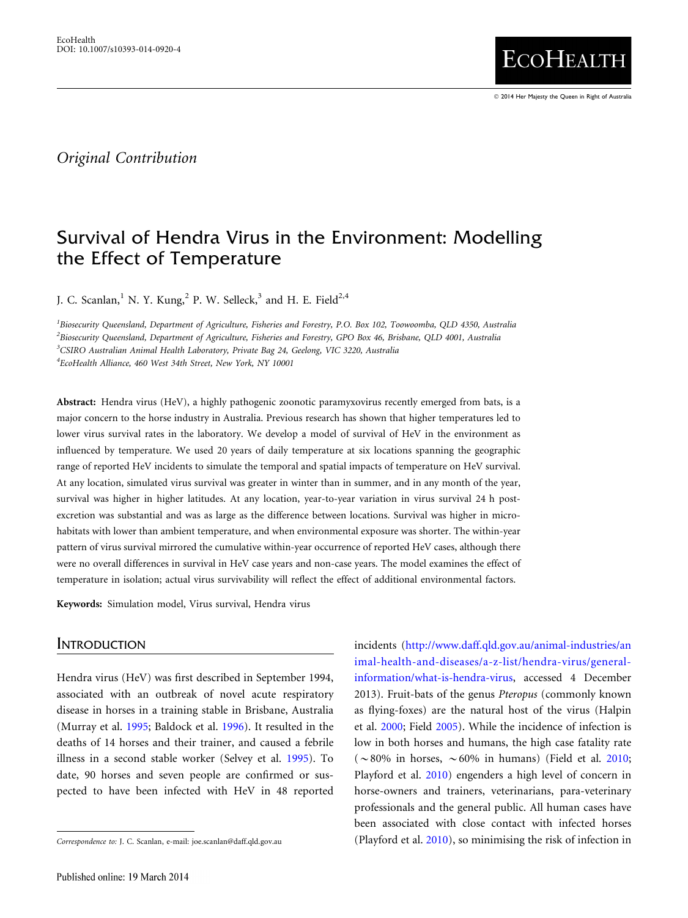*Original Contribution*

# Survival of Hendra Virus in the Environment: Modelling the Effect of Temperature

J. C. Scanlan,[1] N. Y. Kung,[2] P. W. Selleck,[3] and H. E. Field[2,4]

[1]Biosecurity Queensland, Department of Agriculture, Fisheries and Forestry, P.O. Box 102, Toowoomba, QLD 4350, Australia
[2]Biosecurity Queensland, Department of Agriculture, Fisheries and Forestry, GPO Box 46, Brisbane, QLD 4001, Australia
[3]CSIRO Australian Animal Health Laboratory, Private Bag 24, Geelong, VIC 3220, Australia
[4]EcoHealth Alliance, 460 West 34th Street, New York, NY 10001

**Abstract:** Hendra virus (HeV), a highly pathogenic zoonotic paramyxovirus recently emerged from bats, is a major concern to the horse industry in Australia. Previous research has shown that higher temperatures led to lower virus survival rates in the laboratory. We develop a model of survival of HeV in the environment as influenced by temperature. We used 20 years of daily temperature at six locations spanning the geographic range of reported HeV incidents to simulate the temporal and spatial impacts of temperature on HeV survival. At any location, simulated virus survival was greater in winter than in summer, and in any month of the year, survival was higher in higher latitudes. At any location, year-to-year variation in virus survival 24 h post-excretion was substantial and was as large as the difference between locations. Survival was higher in micro-habitats with lower than ambient temperature, and when environmental exposure was shorter. The within-year pattern of virus survival mirrored the cumulative within-year occurrence of reported HeV cases, although there were no overall differences in survival in HeV case years and non-case years. The model examines the effect of temperature in isolation; actual virus survivability will reflect the effect of additional environmental factors.

**Keywords:** Simulation model, Virus survival, Hendra virus

## Introduction

Hendra virus (HeV) was first described in September 1994, associated with an outbreak of novel acute respiratory disease in horses in a training stable in Brisbane, Australia (Murray et al. 1995; Baldock et al. 1996). It resulted in the deaths of 14 horses and their trainer, and caused a febrile illness in a second stable worker (Selvey et al. 1995). To date, 90 horses and seven people are confirmed or suspected to have been infected with HeV in 48 reported incidents (http://www.daff.qld.gov.au/animal-industries/animal-health-and-diseases/a-z-list/hendra-virus/general-information/what-is-hendra-virus, accessed 4 December 2013). Fruit-bats of the genus *Pteropus* (commonly known as flying-foxes) are the natural host of the virus (Halpin et al. 2000; Field 2005). While the incidence of infection is low in both horses and humans, the high case fatality rate (~80% in horses, ~60% in humans) (Field et al. 2010; Playford et al. 2010) engenders a high level of concern in horse-owners and trainers, veterinarians, para-veterinary professionals and the general public. All human cases have been associated with close contact with infected horses (Playford et al. 2010), so minimising the risk of infection in

Correspondence to: J. C. Scanlan, e-mail: joe.scanlan@daff.qld.gov.au

Published online: 19 March 2014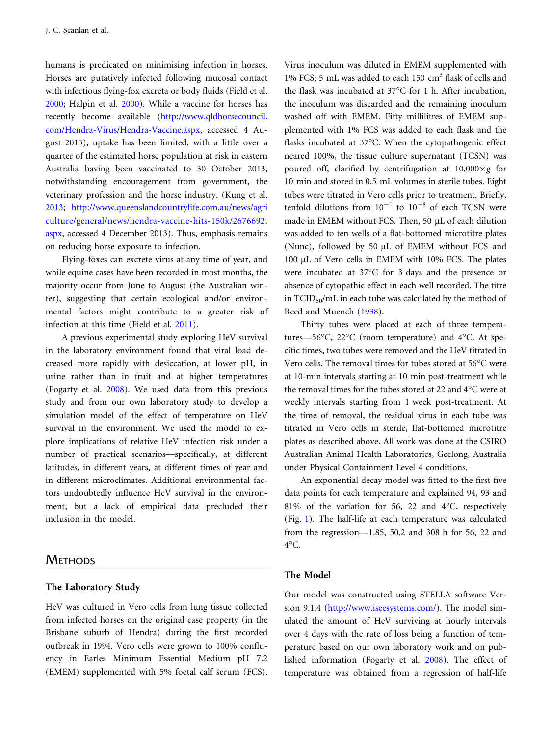humans is predicated on minimising infection in horses. Horses are putatively infected following mucosal contact with infectious flying-fox excreta or body fluids (Field et al. 2000; Halpin et al. 2000). While a vaccine for horses has recently become available (http://www.qldhorsecouncil.com/Hendra-Virus/Hendra-Vaccine.aspx, accessed 4 August 2013), uptake has been limited, with a little over a quarter of the estimated horse population at risk in eastern Australia having been vaccinated to 30 October 2013, notwithstanding encouragement from government, the veterinary profession and the horse industry. (Kung et al. 2013; http://www.queenslandcountrylife.com.au/news/agriculture/general/news/hendra-vaccine-hits-150k/2676692.aspx, accessed 4 December 2013). Thus, emphasis remains on reducing horse exposure to infection.

Flying-foxes can excrete virus at any time of year, and while equine cases have been recorded in most months, the majority occur from June to August (the Australian winter), suggesting that certain ecological and/or environmental factors might contribute to a greater risk of infection at this time (Field et al. 2011).

A previous experimental study exploring HeV survival in the laboratory environment found that viral load decreased more rapidly with desiccation, at lower pH, in urine rather than in fruit and at higher temperatures (Fogarty et al. 2008). We used data from this previous study and from our own laboratory study to develop a simulation model of the effect of temperature on HeV survival in the environment. We used the model to explore implications of relative HeV infection risk under a number of practical scenarios—specifically, at different latitudes, in different years, at different times of year and in different microclimates. Additional environmental factors undoubtedly influence HeV survival in the environment, but a lack of empirical data precluded their inclusion in the model.

## Methods

### The Laboratory Study

HeV was cultured in Vero cells from lung tissue collected from infected horses on the original case property (in the Brisbane suburb of Hendra) during the first recorded outbreak in 1994. Vero cells were grown to 100% confluency in Earles Minimum Essential Medium pH 7.2 (EMEM) supplemented with 5% foetal calf serum (FCS). Virus inoculum was diluted in EMEM supplemented with 1% FCS; 5 mL was added to each 150 $cm^3$ flask of cells and the flask was incubated at 37°C for 1 h. After incubation, the inoculum was discarded and the remaining inoculum washed off with EMEM. Fifty millilitres of EMEM supplemented with 1% FCS was added to each flask and the flasks incubated at 37°C. When the cytopathogenic effect neared 100%, the tissue culture supernatant (TCSN) was poured off, clarified by centrifugation at $10{,}000\times g$ for 10 min and stored in 0.5 mL volumes in sterile tubes. Eight tubes were titrated in Vero cells prior to treatment. Briefly, tenfold dilutions from $10^{-1}$ to $10^{-8}$ of each TCSN were made in EMEM without FCS. Then, 50 µL of each dilution was added to ten wells of a flat-bottomed microtitre plates (Nunc), followed by 50 µL of EMEM without FCS and 100 µL of Vero cells in EMEM with 10% FCS. The plates were incubated at 37°C for 3 days and the presence or absence of cytopathic effect in each well recorded. The titre in $TCID_{50}$/mL in each tube was calculated by the method of Reed and Muench (1938).

Thirty tubes were placed at each of three temperatures—56°C, 22°C (room temperature) and 4°C. At specific times, two tubes were removed and the HeV titrated in Vero cells. The removal times for tubes stored at 56°C were at 10-min intervals starting at 10 min post-treatment while the removal times for the tubes stored at 22 and 4°C were at weekly intervals starting from 1 week post-treatment. At the time of removal, the residual virus in each tube was titrated in Vero cells in sterile, flat-bottomed microtitre plates as described above. All work was done at the CSIRO Australian Animal Health Laboratories, Geelong, Australia under Physical Containment Level 4 conditions.

An exponential decay model was fitted to the first five data points for each temperature and explained 94, 93 and 81% of the variation for 56, 22 and 4°C, respectively (Fig. 1). The half-life at each temperature was calculated from the regression—1.85, 50.2 and 308 h for 56, 22 and 4°C.

### The Model

Our model was constructed using STELLA software Version 9.1.4 (http://www.iseesystems.com/). The model simulated the amount of HeV surviving at hourly intervals over 4 days with the rate of loss being a function of temperature based on our own laboratory work and on published information (Fogarty et al. 2008). The effect of temperature was obtained from a regression of half-life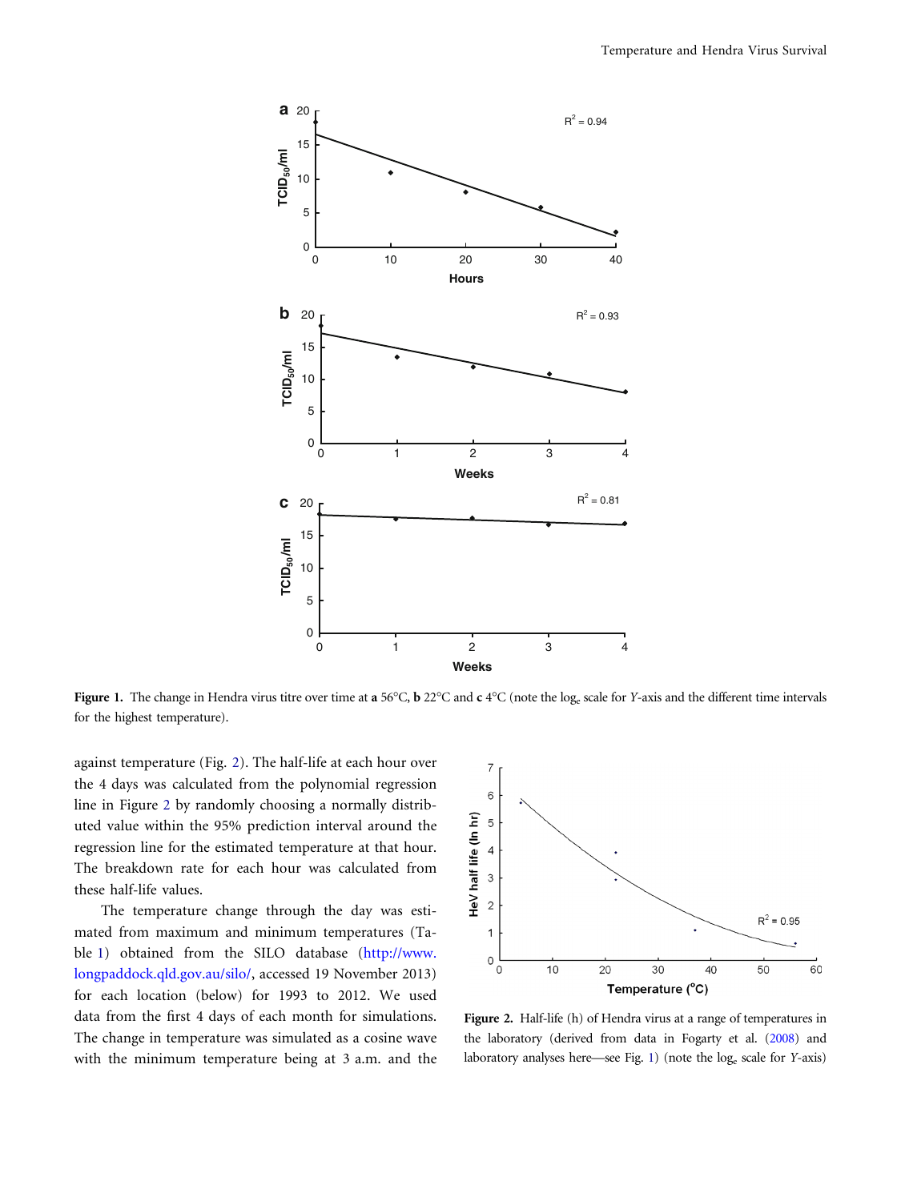Figure 1. The change in Hendra virus titre over time at **a** 56°C, **b** 22°C and **c** 4°C (note the $\log_e$ scale for *Y*-axis and the different time intervals for the highest temperature).

against temperature (Fig. 2). The half-life at each hour over the 4 days was calculated from the polynomial regression line in Figure 2 by randomly choosing a normally distributed value within the 95% prediction interval around the regression line for the estimated temperature at that hour. The breakdown rate for each hour was calculated from these half-life values.

The temperature change through the day was estimated from maximum and minimum temperatures (Table 1) obtained from the SILO database (http://www.longpaddock.qld.gov.au/silo/, accessed 19 November 2013) for each location (below) for 1993 to 2012. We used data from the first 4 days of each month for simulations. The change in temperature was simulated as a cosine wave with the minimum temperature being at 3 a.m. and the

**Figure 2.** Half-life (h) of Hendra virus at a range of temperatures in the laboratory (derived from data in Fogarty et al. (2008) and laboratory analyses here—see Fig. 1) (note the $\log_e$ scale for *Y*-axis)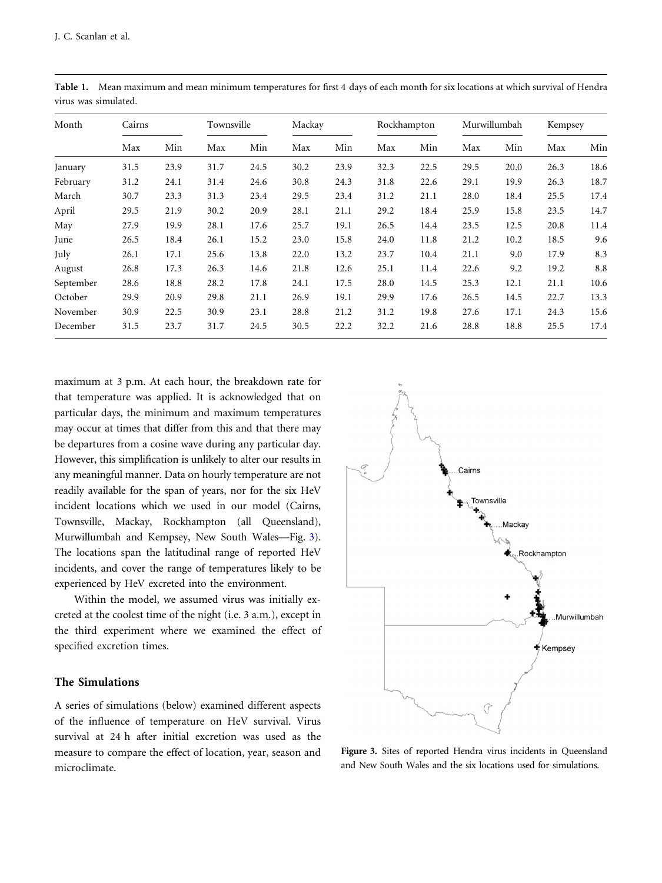**Table 1.** Mean maximum and mean minimum temperatures for first 4 days of each month for six locations at which survival of Hendra virus was simulated.

| Month | Cairns | | Townsville | | Mackay | | Rockhampton | | Murwillumbah | | Kempsey | |
|---|---|---|---|---|---|---|---|---|---|---|---|---|
| | Max | Min | Max | Min | Max | Min | Max | Min | Max | Min | Max | Min |
| January | 31.5 | 23.9 | 31.7 | 24.5 | 30.2 | 23.9 | 32.3 | 22.5 | 29.5 | 20.0 | 26.3 | 18.6 |
| February | 31.2 | 24.1 | 31.4 | 24.6 | 30.8 | 24.3 | 31.8 | 22.6 | 29.1 | 19.9 | 26.3 | 18.7 |
| March | 30.7 | 23.3 | 31.3 | 23.4 | 29.5 | 23.4 | 31.2 | 21.1 | 28.0 | 18.4 | 25.5 | 17.4 |
| April | 29.5 | 21.9 | 30.2 | 20.9 | 28.1 | 21.1 | 29.2 | 18.4 | 25.9 | 15.8 | 23.5 | 14.7 |
| May | 27.9 | 19.9 | 28.1 | 17.6 | 25.7 | 19.1 | 26.5 | 14.4 | 23.5 | 12.5 | 20.8 | 11.4 |
| June | 26.5 | 18.4 | 26.1 | 15.2 | 23.0 | 15.8 | 24.0 | 11.8 | 21.2 | 10.2 | 18.5 | 9.6 |
| July | 26.1 | 17.1 | 25.6 | 13.8 | 22.0 | 13.2 | 23.7 | 10.4 | 21.1 | 9.0 | 17.9 | 8.3 |
| August | 26.8 | 17.3 | 26.3 | 14.6 | 21.8 | 12.6 | 25.1 | 11.4 | 22.6 | 9.2 | 19.2 | 8.8 |
| September | 28.6 | 18.8 | 28.2 | 17.8 | 24.1 | 17.5 | 28.0 | 14.5 | 25.3 | 12.1 | 21.1 | 10.6 |
| October | 29.9 | 20.9 | 29.8 | 21.1 | 26.9 | 19.1 | 29.9 | 17.6 | 26.5 | 14.5 | 22.7 | 13.3 |
| November | 30.9 | 22.5 | 30.9 | 23.1 | 28.8 | 21.2 | 31.2 | 19.8 | 27.6 | 17.1 | 24.3 | 15.6 |
| December | 31.5 | 23.7 | 31.7 | 24.5 | 30.5 | 22.2 | 32.2 | 21.6 | 28.8 | 18.8 | 25.5 | 17.4 |

maximum at 3 p.m. At each hour, the breakdown rate for that temperature was applied. It is acknowledged that on particular days, the minimum and maximum temperatures may occur at times that differ from this and that there may be departures from a cosine wave during any particular day. However, this simplification is unlikely to alter our results in any meaningful manner. Data on hourly temperature are not readily available for the span of years, nor for the six HeV incident locations which we used in our model (Cairns, Townsville, Mackay, Rockhampton (all Queensland), Murwillumbah and Kempsey, New South Wales—Fig. 3). The locations span the latitudinal range of reported HeV incidents, and cover the range of temperatures likely to be experienced by HeV excreted into the environment.

Within the model, we assumed virus was initially excreted at the coolest time of the night (i.e. 3 a.m.), except in the third experiment where we examined the effect of specified excretion times.

## The Simulations

A series of simulations (below) examined different aspects of the influence of temperature on HeV survival. Virus survival at 24 h after initial excretion was used as the measure to compare the effect of location, year, season and microclimate.

**Figure 3.** Sites of reported Hendra virus incidents in Queensland and New South Wales and the six locations used for simulations.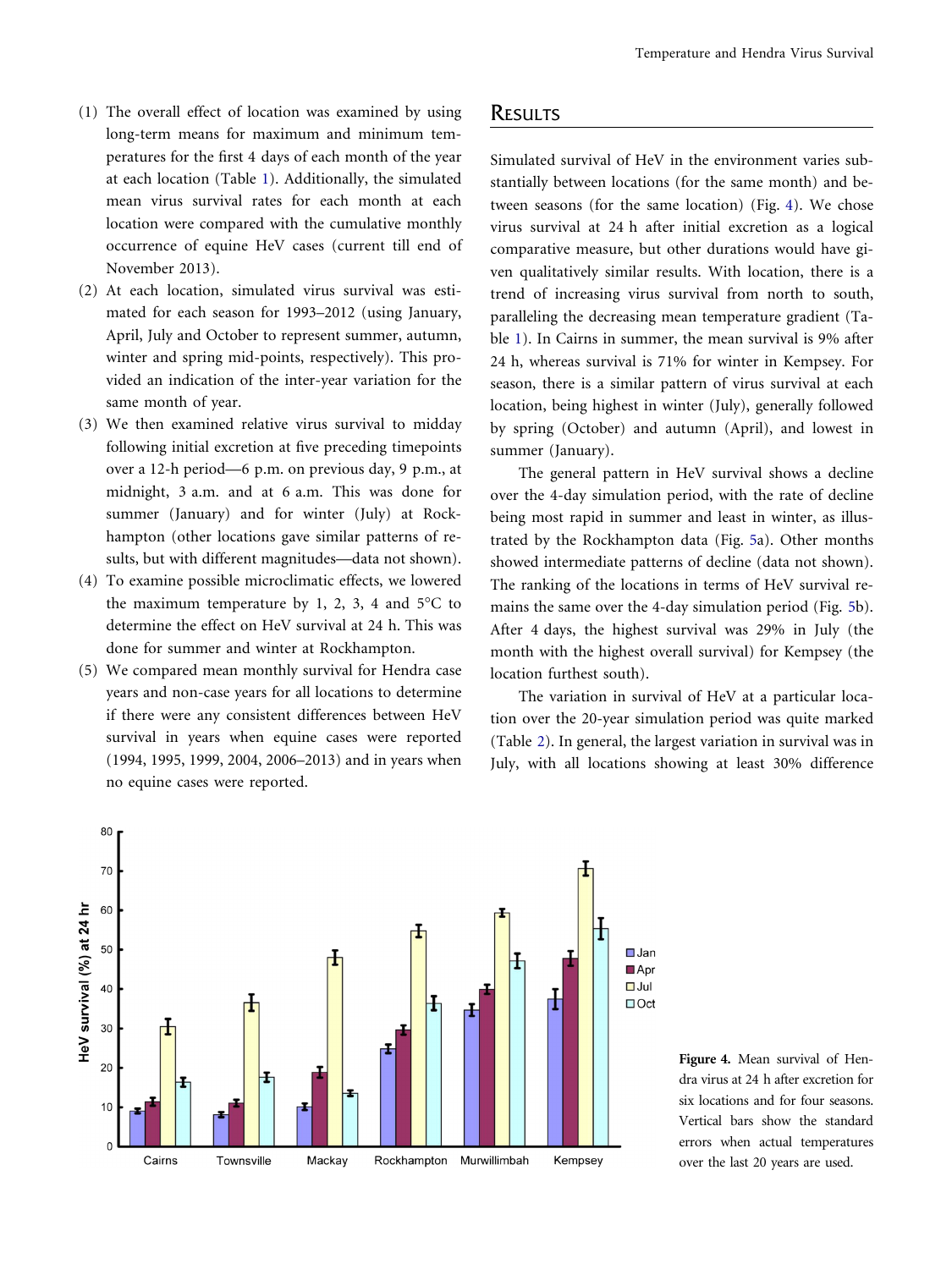(1) The overall effect of location was examined by using long-term means for maximum and minimum temperatures for the first 4 days of each month of the year at each location (Table 1). Additionally, the simulated mean virus survival rates for each month at each location were compared with the cumulative monthly occurrence of equine HeV cases (current till end of November 2013).

(2) At each location, simulated virus survival was estimated for each season for 1993–2012 (using January, April, July and October to represent summer, autumn, winter and spring mid-points, respectively). This provided an indication of the inter-year variation for the same month of year.

(3) We then examined relative virus survival to midday following initial excretion at five preceding timepoints over a 12-h period—6 p.m. on previous day, 9 p.m., at midnight, 3 a.m. and at 6 a.m. This was done for summer (January) and for winter (July) at Rockhampton (other locations gave similar patterns of results, but with different magnitudes—data not shown).

(4) To examine possible microclimatic effects, we lowered the maximum temperature by 1, 2, 3, 4 and 5°C to determine the effect on HeV survival at 24 h. This was done for summer and winter at Rockhampton.

(5) We compared mean monthly survival for Hendra case years and non-case years for all locations to determine if there were any consistent differences between HeV survival in years when equine cases were reported (1994, 1995, 1999, 2004, 2006–2013) and in years when no equine cases were reported.

## Results

Simulated survival of HeV in the environment varies substantially between locations (for the same month) and between seasons (for the same location) (Fig. 4). We chose virus survival at 24 h after initial excretion as a logical comparative measure, but other durations would have given qualitatively similar results. With location, there is a trend of increasing virus survival from north to south, paralleling the decreasing mean temperature gradient (Table 1). In Cairns in summer, the mean survival is 9% after 24 h, whereas survival is 71% for winter in Kempsey. For season, there is a similar pattern of virus survival at each location, being highest in winter (July), generally followed by spring (October) and autumn (April), and lowest in summer (January).

The general pattern in HeV survival shows a decline over the 4-day simulation period, with the rate of decline being most rapid in summer and least in winter, as illustrated by the Rockhampton data (Fig. 5a). Other months showed intermediate patterns of decline (data not shown). The ranking of the locations in terms of HeV survival remains the same over the 4-day simulation period (Fig. 5b). After 4 days, the highest survival was 29% in July (the month with the highest overall survival) for Kempsey (the location furthest south).

The variation in survival of HeV at a particular location over the 20-year simulation period was quite marked (Table 2). In general, the largest variation in survival was in July, with all locations showing at least 30% difference

**Figure 4.** Mean survival of Hendra virus at 24 h after excretion for six locations and for four seasons. Vertical bars show the standard errors when actual temperatures over the last 20 years are used.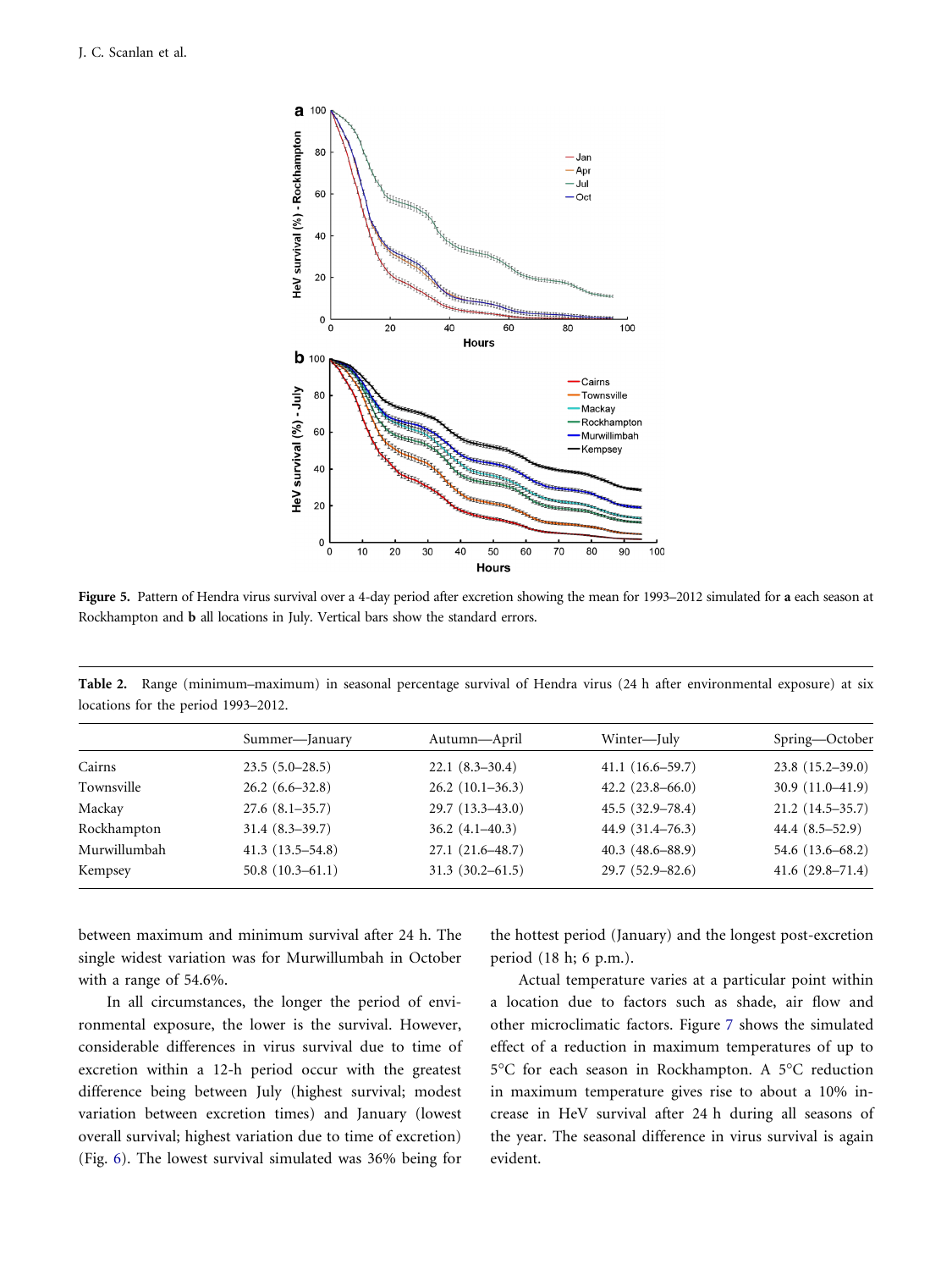Figure 5. Pattern of Hendra virus survival over a 4-day period after excretion showing the mean for 1993–2012 simulated for **a** each season at Rockhampton and **b** all locations in July. Vertical bars show the standard errors.

**Table 2.** Range (minimum–maximum) in seasonal percentage survival of Hendra virus (24 h after environmental exposure) at six locations for the period 1993–2012.

| | Summer—January | Autumn—April | Winter—July | Spring—October |
|---|---|---|---|---|
| Cairns | 23.5 (5.0–28.5) | 22.1 (8.3–30.4) | 41.1 (16.6–59.7) | 23.8 (15.2–39.0) |
| Townsville | 26.2 (6.6–32.8) | 26.2 (10.1–36.3) | 42.2 (23.8–66.0) | 30.9 (11.0–41.9) |
| Mackay | 27.6 (8.1–35.7) | 29.7 (13.3–43.0) | 45.5 (32.9–78.4) | 21.2 (14.5–35.7) |
| Rockhampton | 31.4 (8.3–39.7) | 36.2 (4.1–40.3) | 44.9 (31.4–76.3) | 44.4 (8.5–52.9) |
| Murwillumbah | 41.3 (13.5–54.8) | 27.1 (21.6–48.7) | 40.3 (48.6–88.9) | 54.6 (13.6–68.2) |
| Kempsey | 50.8 (10.3–61.1) | 31.3 (30.2–61.5) | 29.7 (52.9–82.6) | 41.6 (29.8–71.4) |

between maximum and minimum survival after 24 h. The single widest variation was for Murwillumbah in October with a range of 54.6%.

In all circumstances, the longer the period of environmental exposure, the lower is the survival. However, considerable differences in virus survival due to time of excretion within a 12-h period occur with the greatest difference being between July (highest survival; modest variation between excretion times) and January (lowest overall survival; highest variation due to time of excretion) (Fig. 6). The lowest survival simulated was 36% being for the hottest period (January) and the longest post-excretion period (18 h; 6 p.m.).

Actual temperature varies at a particular point within a location due to factors such as shade, air flow and other microclimatic factors. Figure 7 shows the simulated effect of a reduction in maximum temperatures of up to 5°C for each season in Rockhampton. A 5°C reduction in maximum temperature gives rise to about a 10% increase in HeV survival after 24 h during all seasons of the year. The seasonal difference in virus survival is again evident.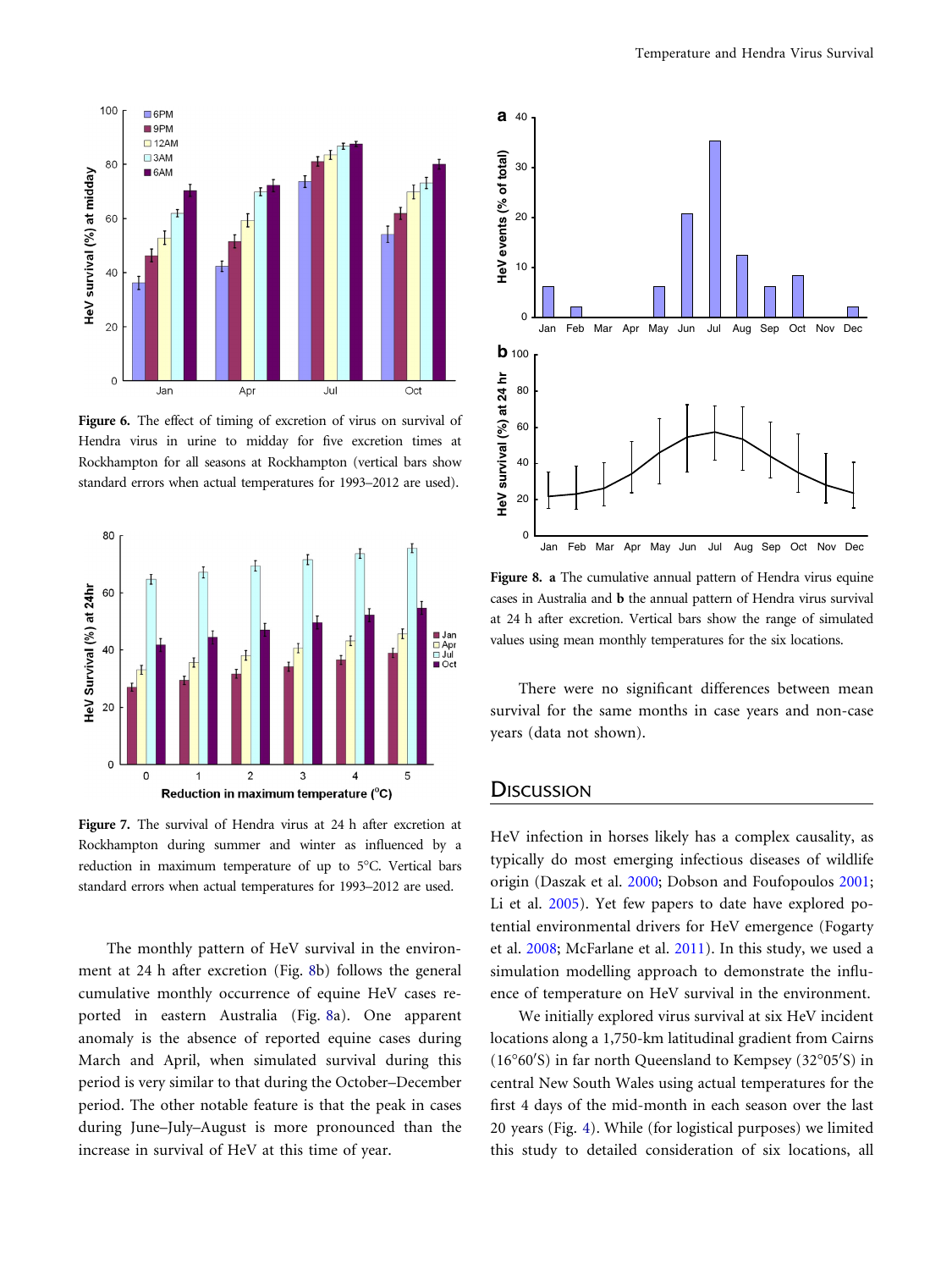**Figure 6.** The effect of timing of excretion of virus on survival of Hendra virus in urine to midday for five excretion times at Rockhampton for all seasons at Rockhampton (vertical bars show standard errors when actual temperatures for 1993–2012 are used).

**Figure 7.** The survival of Hendra virus at 24 h after excretion at Rockhampton during summer and winter as influenced by a reduction in maximum temperature of up to 5°C. Vertical bars standard errors when actual temperatures for 1993–2012 are used.

The monthly pattern of HeV survival in the environment at 24 h after excretion (Fig. 8b) follows the general cumulative monthly occurrence of equine HeV cases reported in eastern Australia (Fig. 8a). One apparent anomaly is the absence of reported equine cases during March and April, when simulated survival during this period is very similar to that during the October–December period. The other notable feature is that the peak in cases during June–July–August is more pronounced than the increase in survival of HeV at this time of year.

**Figure 8.** **a** The cumulative annual pattern of Hendra virus equine cases in Australia and **b** the annual pattern of Hendra virus survival at 24 h after excretion. Vertical bars show the range of simulated values using mean monthly temperatures for the six locations.

There were no significant differences between mean survival for the same months in case years and non-case years (data not shown).

## Discussion

HeV infection in horses likely has a complex causality, as typically do most emerging infectious diseases of wildlife origin (Daszak et al. 2000; Dobson and Foufopoulos 2001; Li et al. 2005). Yet few papers to date have explored potential environmental drivers for HeV emergence (Fogarty et al. 2008; McFarlane et al. 2011). In this study, we used a simulation modelling approach to demonstrate the influence of temperature on HeV survival in the environment.

We initially explored virus survival at six HeV incident locations along a 1,750-km latitudinal gradient from Cairns (16°60′S) in far north Queensland to Kempsey (32°05′S) in central New South Wales using actual temperatures for the first 4 days of the mid-month in each season over the last 20 years (Fig. 4). While (for logistical purposes) we limited this study to detailed consideration of six locations, all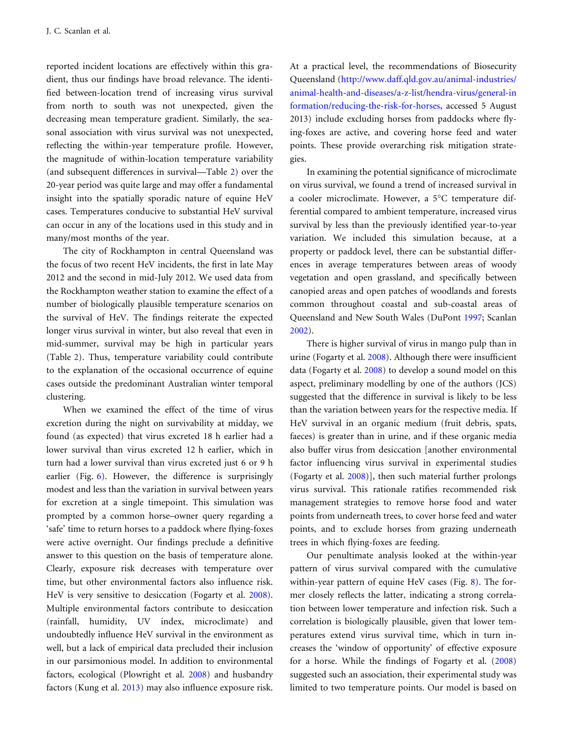reported incident locations are effectively within this gradient, thus our findings have broad relevance. The identified between-location trend of increasing virus survival from north to south was not unexpected, given the decreasing mean temperature gradient. Similarly, the seasonal association with virus survival was not unexpected, reflecting the within-year temperature profile. However, the magnitude of within-location temperature variability (and subsequent differences in survival—Table 2) over the 20-year period was quite large and may offer a fundamental insight into the spatially sporadic nature of equine HeV cases. Temperatures conducive to substantial HeV survival can occur in any of the locations used in this study and in many/most months of the year.

The city of Rockhampton in central Queensland was the focus of two recent HeV incidents, the first in late May 2012 and the second in mid-July 2012. We used data from the Rockhampton weather station to examine the effect of a number of biologically plausible temperature scenarios on the survival of HeV. The findings reiterate the expected longer virus survival in winter, but also reveal that even in mid-summer, survival may be high in particular years (Table 2). Thus, temperature variability could contribute to the explanation of the occasional occurrence of equine cases outside the predominant Australian winter temporal clustering.

When we examined the effect of the time of virus excretion during the night on survivability at midday, we found (as expected) that virus excreted 18 h earlier had a lower survival than virus excreted 12 h earlier, which in turn had a lower survival than virus excreted just 6 or 9 h earlier (Fig. 6). However, the difference is surprisingly modest and less than the variation in survival between years for excretion at a single timepoint. This simulation was prompted by a common horse–owner query regarding a 'safe' time to return horses to a paddock where flying-foxes were active overnight. Our findings preclude a definitive answer to this question on the basis of temperature alone. Clearly, exposure risk decreases with temperature over time, but other environmental factors also influence risk. HeV is very sensitive to desiccation (Fogarty et al. 2008). Multiple environmental factors contribute to desiccation (rainfall, humidity, UV index, microclimate) and undoubtedly influence HeV survival in the environment as well, but a lack of empirical data precluded their inclusion in our parsimonious model. In addition to environmental factors, ecological (Plowright et al. 2008) and husbandry factors (Kung et al. 2013) may also influence exposure risk. At a practical level, the recommendations of Biosecurity Queensland (http://www.daff.qld.gov.au/animal-industries/animal-health-and-diseases/a-z-list/hendra-virus/general-information/reducing-the-risk-for-horses, accessed 5 August 2013) include excluding horses from paddocks where flying-foxes are active, and covering horse feed and water points. These provide overarching risk mitigation strategies.

In examining the potential significance of microclimate on virus survival, we found a trend of increased survival in a cooler microclimate. However, a 5°C temperature differential compared to ambient temperature, increased virus survival by less than the previously identified year-to-year variation. We included this simulation because, at a property or paddock level, there can be substantial differences in average temperatures between areas of woody vegetation and open grassland, and specifically between canopied areas and open patches of woodlands and forests common throughout coastal and sub-coastal areas of Queensland and New South Wales (DuPont 1997; Scanlan 2002).

There is higher survival of virus in mango pulp than in urine (Fogarty et al. 2008). Although there were insufficient data (Fogarty et al. 2008) to develop a sound model on this aspect, preliminary modelling by one of the authors (JCS) suggested that the difference in survival is likely to be less than the variation between years for the respective media. If HeV survival in an organic medium (fruit debris, spats, faeces) is greater than in urine, and if these organic media also buffer virus from desiccation [another environmental factor influencing virus survival in experimental studies (Fogarty et al. 2008)], then such material further prolongs virus survival. This rationale ratifies recommended risk management strategies to remove horse food and water points from underneath trees, to cover horse feed and water points, and to exclude horses from grazing underneath trees in which flying-foxes are feeding.

Our penultimate analysis looked at the within-year pattern of virus survival compared with the cumulative within-year pattern of equine HeV cases (Fig. 8). The former closely reflects the latter, indicating a strong correlation between lower temperature and infection risk. Such a correlation is biologically plausible, given that lower temperatures extend virus survival time, which in turn increases the 'window of opportunity' of effective exposure for a horse. While the findings of Fogarty et al. (2008) suggested such an association, their experimental study was limited to two temperature points. Our model is based on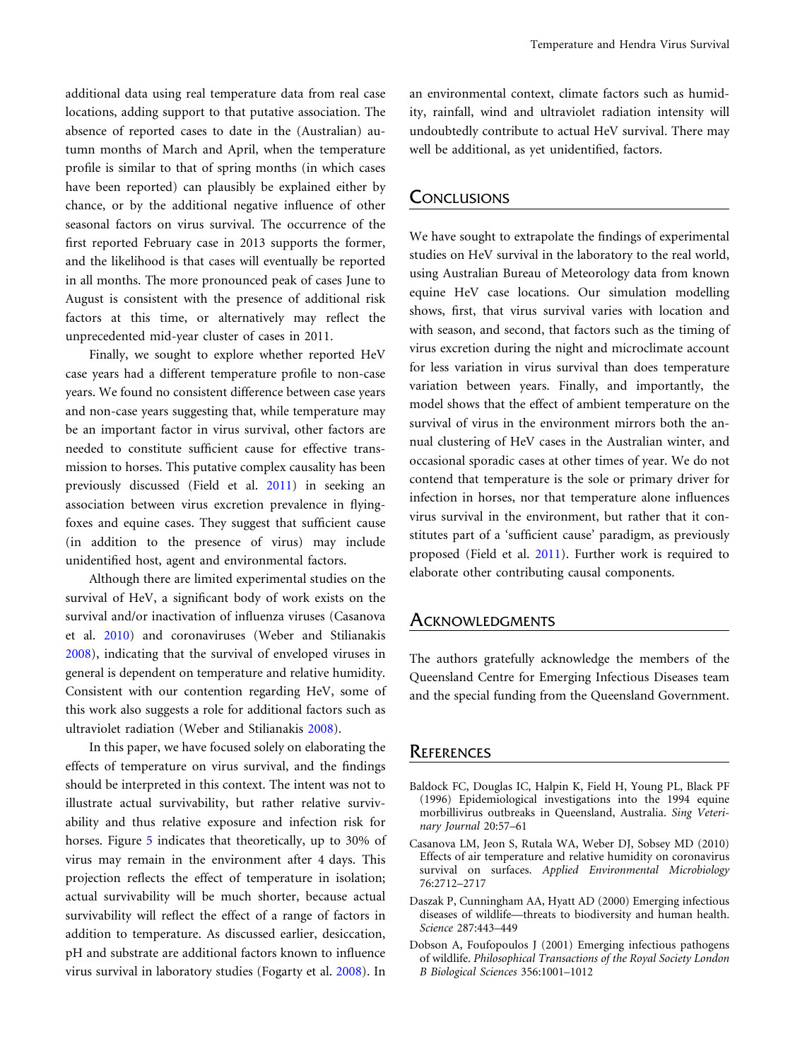additional data using real temperature data from real case locations, adding support to that putative association. The absence of reported cases to date in the (Australian) autumn months of March and April, when the temperature profile is similar to that of spring months (in which cases have been reported) can plausibly be explained either by chance, or by the additional negative influence of other seasonal factors on virus survival. The occurrence of the first reported February case in 2013 supports the former, and the likelihood is that cases will eventually be reported in all months. The more pronounced peak of cases June to August is consistent with the presence of additional risk factors at this time, or alternatively may reflect the unprecedented mid-year cluster of cases in 2011.

Finally, we sought to explore whether reported HeV case years had a different temperature profile to non-case years. We found no consistent difference between case years and non-case years suggesting that, while temperature may be an important factor in virus survival, other factors are needed to constitute sufficient cause for effective transmission to horses. This putative complex causality has been previously discussed (Field et al. 2011) in seeking an association between virus excretion prevalence in flying-foxes and equine cases. They suggest that sufficient cause (in addition to the presence of virus) may include unidentified host, agent and environmental factors.

Although there are limited experimental studies on the survival of HeV, a significant body of work exists on the survival and/or inactivation of influenza viruses (Casanova et al. 2010) and coronaviruses (Weber and Stilianakis 2008), indicating that the survival of enveloped viruses in general is dependent on temperature and relative humidity. Consistent with our contention regarding HeV, some of this work also suggests a role for additional factors such as ultraviolet radiation (Weber and Stilianakis 2008).

In this paper, we have focused solely on elaborating the effects of temperature on virus survival, and the findings should be interpreted in this context. The intent was not to illustrate actual survivability, but rather relative survivability and thus relative exposure and infection risk for horses. Figure 5 indicates that theoretically, up to 30% of virus may remain in the environment after 4 days. This projection reflects the effect of temperature in isolation; actual survivability will be much shorter, because actual survivability will reflect the effect of a range of factors in addition to temperature. As discussed earlier, desiccation, pH and substrate are additional factors known to influence virus survival in laboratory studies (Fogarty et al. 2008). In an environmental context, climate factors such as humidity, rainfall, wind and ultraviolet radiation intensity will undoubtedly contribute to actual HeV survival. There may well be additional, as yet unidentified, factors.

## Conclusions

We have sought to extrapolate the findings of experimental studies on HeV survival in the laboratory to the real world, using Australian Bureau of Meteorology data from known equine HeV case locations. Our simulation modelling shows, first, that virus survival varies with location and with season, and second, that factors such as the timing of virus excretion during the night and microclimate account for less variation in virus survival than does temperature variation between years. Finally, and importantly, the model shows that the effect of ambient temperature on the survival of virus in the environment mirrors both the annual clustering of HeV cases in the Australian winter, and occasional sporadic cases at other times of year. We do not contend that temperature is the sole or primary driver for infection in horses, nor that temperature alone influences virus survival in the environment, but rather that it constitutes part of a 'sufficient cause' paradigm, as previously proposed (Field et al. 2011). Further work is required to elaborate other contributing causal components.

## Acknowledgments

The authors gratefully acknowledge the members of the Queensland Centre for Emerging Infectious Diseases team and the special funding from the Queensland Government.

## References

Baldock FC, Douglas IC, Halpin K, Field H, Young PL, Black PF (1996) Epidemiological investigations into the 1994 equine morbillivirus outbreaks in Queensland, Australia. *Sing Veterinary Journal* 20:57–61

Casanova LM, Jeon S, Rutala WA, Weber DJ, Sobsey MD (2010) Effects of air temperature and relative humidity on coronavirus survival on surfaces. *Applied Environmental Microbiology* 76:2712–2717

Daszak P, Cunningham AA, Hyatt AD (2000) Emerging infectious diseases of wildlife—threats to biodiversity and human health. *Science* 287:443–449

Dobson A, Foufopoulos J (2001) Emerging infectious pathogens of wildlife. *Philosophical Transactions of the Royal Society London B Biological Sciences* 356:1001–1012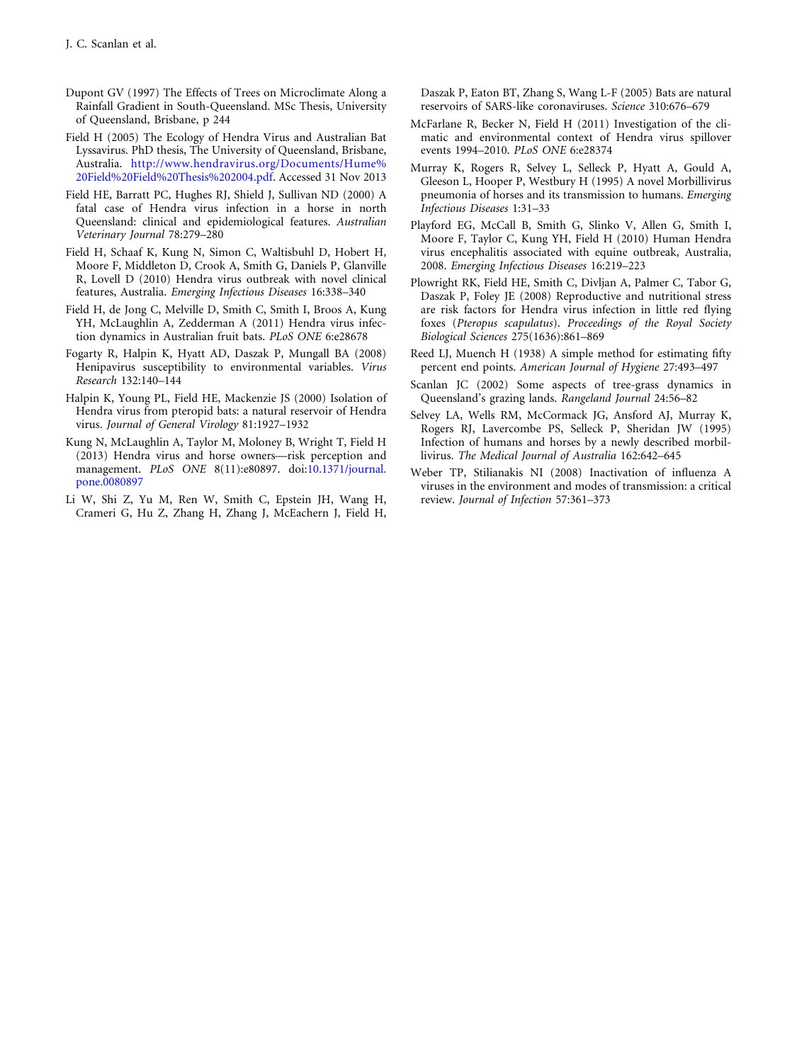Dupont GV (1997) The Effects of Trees on Microclimate Along a Rainfall Gradient in South-Queensland. MSc Thesis, University of Queensland, Brisbane, p 244

Field H (2005) The Ecology of Hendra Virus and Australian Bat Lyssavirus. PhD thesis, The University of Queensland, Brisbane, Australia. http://www.hendravirus.org/Documents/Hume%20Field%20Field%20Thesis%202004.pdf. Accessed 31 Nov 2013

Field HE, Barratt PC, Hughes RJ, Shield J, Sullivan ND (2000) A fatal case of Hendra virus infection in a horse in north Queensland: clinical and epidemiological features. *Australian Veterinary Journal* 78:279–280

Field H, Schaaf K, Kung N, Simon C, Waltisbuhl D, Hobert H, Moore F, Middleton D, Crook A, Smith G, Daniels P, Glanville R, Lovell D (2010) Hendra virus outbreak with novel clinical features, Australia. *Emerging Infectious Diseases* 16:338–340

Field H, de Jong C, Melville D, Smith C, Smith I, Broos A, Kung YH, McLaughlin A, Zedderman A (2011) Hendra virus infection dynamics in Australian fruit bats. *PLoS ONE* 6:e28678

Fogarty R, Halpin K, Hyatt AD, Daszak P, Mungall BA (2008) Henipavirus susceptibility to environmental variables. *Virus Research* 132:140–144

Halpin K, Young PL, Field HE, Mackenzie JS (2000) Isolation of Hendra virus from pteropid bats: a natural reservoir of Hendra virus. *Journal of General Virology* 81:1927–1932

Kung N, McLaughlin A, Taylor M, Moloney B, Wright T, Field H (2013) Hendra virus and horse owners—risk perception and management. *PLoS ONE* 8(11):e80897. doi:10.1371/journal.pone.0080897

Li W, Shi Z, Yu M, Ren W, Smith C, Epstein JH, Wang H, Crameri G, Hu Z, Zhang H, Zhang J, McEachern J, Field H, Daszak P, Eaton BT, Zhang S, Wang L-F (2005) Bats are natural reservoirs of SARS-like coronaviruses. *Science* 310:676–679

McFarlane R, Becker N, Field H (2011) Investigation of the climatic and environmental context of Hendra virus spillover events 1994–2010. *PLoS ONE* 6:e28374

Murray K, Rogers R, Selvey L, Selleck P, Hyatt A, Gould A, Gleeson L, Hooper P, Westbury H (1995) A novel Morbillivirus pneumonia of horses and its transmission to humans. *Emerging Infectious Diseases* 1:31–33

Playford EG, McCall B, Smith G, Slinko V, Allen G, Smith I, Moore F, Taylor C, Kung YH, Field H (2010) Human Hendra virus encephalitis associated with equine outbreak, Australia, 2008. *Emerging Infectious Diseases* 16:219–223

Plowright RK, Field HE, Smith C, Divljan A, Palmer C, Tabor G, Daszak P, Foley JE (2008) Reproductive and nutritional stress are risk factors for Hendra virus infection in little red flying foxes (*Pteropus scapulatus*). *Proceedings of the Royal Society Biological Sciences* 275(1636):861–869

Reed LJ, Muench H (1938) A simple method for estimating fifty percent end points. *American Journal of Hygiene* 27:493–497

Scanlan JC (2002) Some aspects of tree-grass dynamics in Queensland's grazing lands. *Rangeland Journal* 24:56–82

Selvey LA, Wells RM, McCormack JG, Ansford AJ, Murray K, Rogers RJ, Lavercombe PS, Selleck P, Sheridan JW (1995) Infection of humans and horses by a newly described morbillivirus. *The Medical Journal of Australia* 162:642–645

Weber TP, Stilianakis NI (2008) Inactivation of influenza A viruses in the environment and modes of transmission: a critical review. *Journal of Infection* 57:361–373